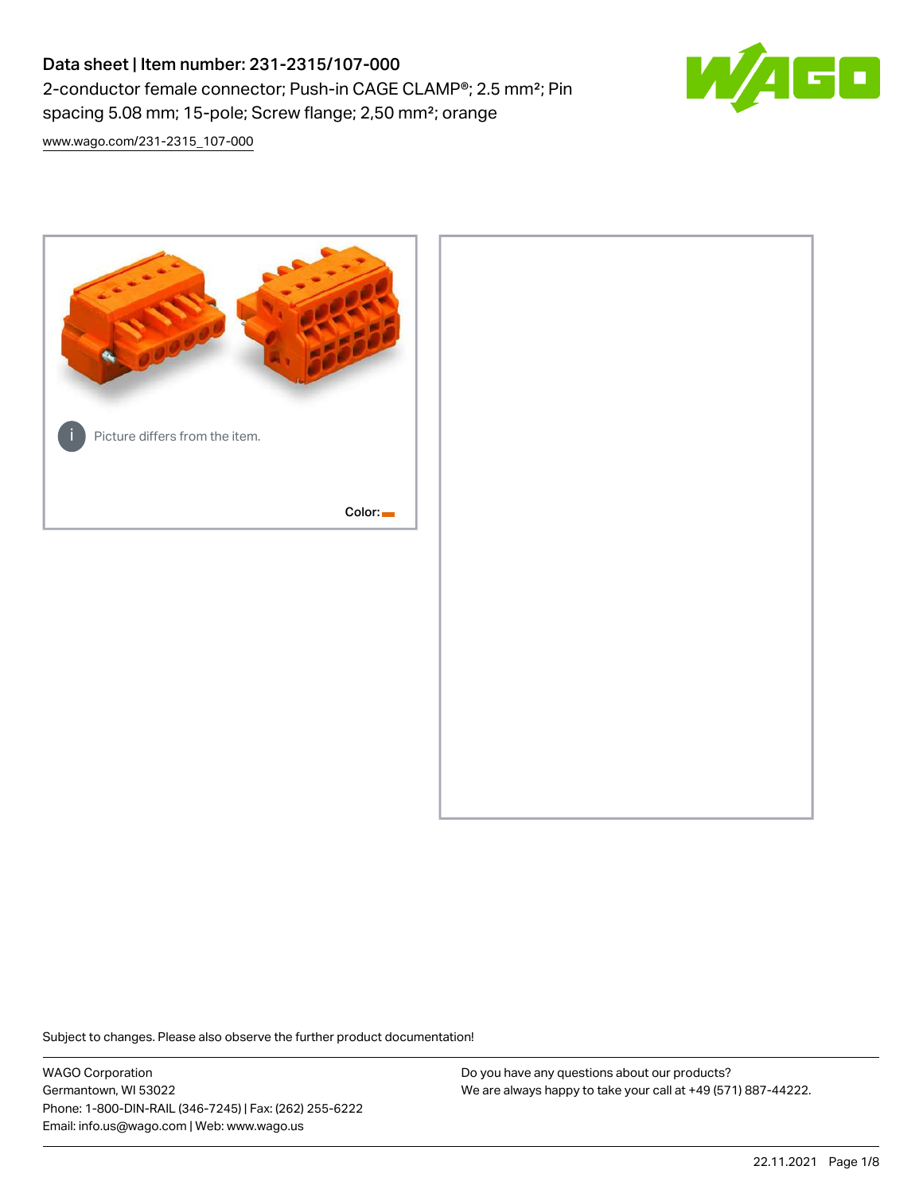# Data sheet | Item number: 231-2315/107-000

2-conductor female connector; Push-in CAGE CLAMP®; 2.5 mm²; Pin spacing 5.08 mm; 15-pole; Screw flange; 2,50 mm²; orange

www.wago.com/231-2315_107-000

Picture differs from the item.

Color:

Subject to changes. Please also observe the further product documentation!

WAGO Corporation
Germantown, WI 53022
Phone: 1-800-DIN-RAIL (346-7245) | Fax: (262) 255-6222
Email: info.us@wago.com | Web: www.wago.us

Do you have any questions about our products?
We are always happy to take your call at +49 (571) 887-44222.

22.11.2021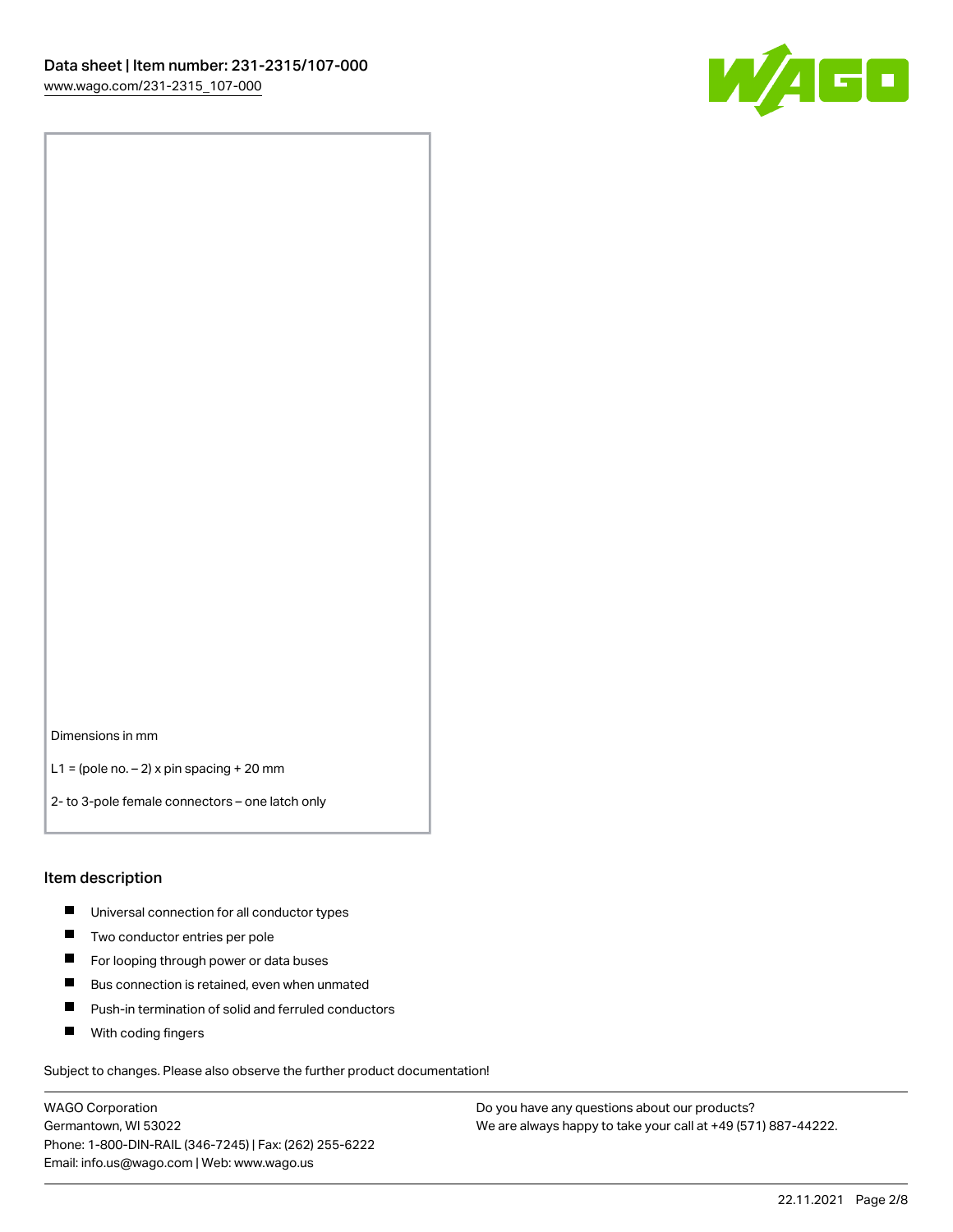Dimensions in mm

L1 = (pole no. – 2) x pin spacing + 20 mm

2- to 3-pole female connectors – one latch only

## Item description

- Universal connection for all conductor types
- Two conductor entries per pole
- For looping through power or data buses
- Bus connection is retained, even when unmated
- Push-in termination of solid and ferruled conductors
- With coding fingers

Subject to changes. Please also observe the further product documentation!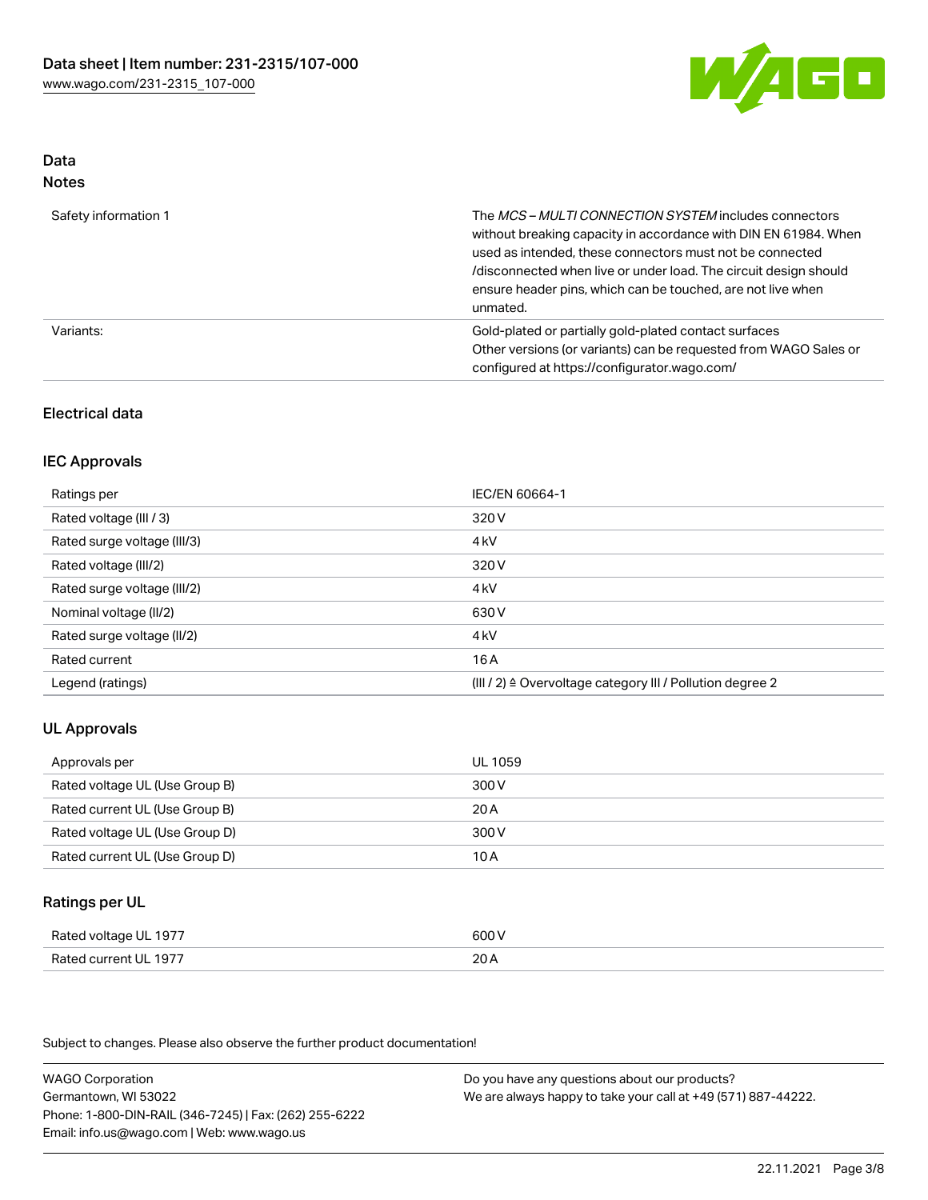## Data
### Notes

| | |
|---|---|
| Safety information 1 | The *MCS – MULTI CONNECTION SYSTEM* includes connectors without breaking capacity in accordance with DIN EN 61984. When used as intended, these connectors must not be connected /disconnected when live or under load. The circuit design should ensure header pins, which can be touched, are not live when unmated. |
| Variants: | Gold-plated or partially gold-plated contact surfaces<br>Other versions (or variants) can be requested from WAGO Sales or configured at https://configurator.wago.com/ |

## Electrical data

### IEC Approvals

| | |
|---|---|
| Ratings per | IEC/EN 60664-1 |
| Rated voltage (III / 3) | 320 V |
| Rated surge voltage (III/3) | 4 kV |
| Rated voltage (III/2) | 320 V |
| Rated surge voltage (III/2) | 4 kV |
| Nominal voltage (II/2) | 630 V |
| Rated surge voltage (II/2) | 4 kV |
| Rated current | 16 A |
| Legend (ratings) | (III / 2) ≙ Overvoltage category III / Pollution degree 2 |

### UL Approvals

| | |
|---|---|
| Approvals per | UL 1059 |
| Rated voltage UL (Use Group B) | 300 V |
| Rated current UL (Use Group B) | 20 A |
| Rated voltage UL (Use Group D) | 300 V |
| Rated current UL (Use Group D) | 10 A |

### Ratings per UL

| | |
|---|---|
| Rated voltage UL 1977 | 600 V |
| Rated current UL 1977 | 20 A |

Subject to changes. Please also observe the further product documentation!

WAGO Corporation
Germantown, WI 53022
Phone: 1-800-DIN-RAIL (346-7245) | Fax: (262) 255-6222
Email: info.us@wago.com | Web: www.wago.us

Do you have any questions about our products?
We are always happy to take your call at +49 (571) 887-44222.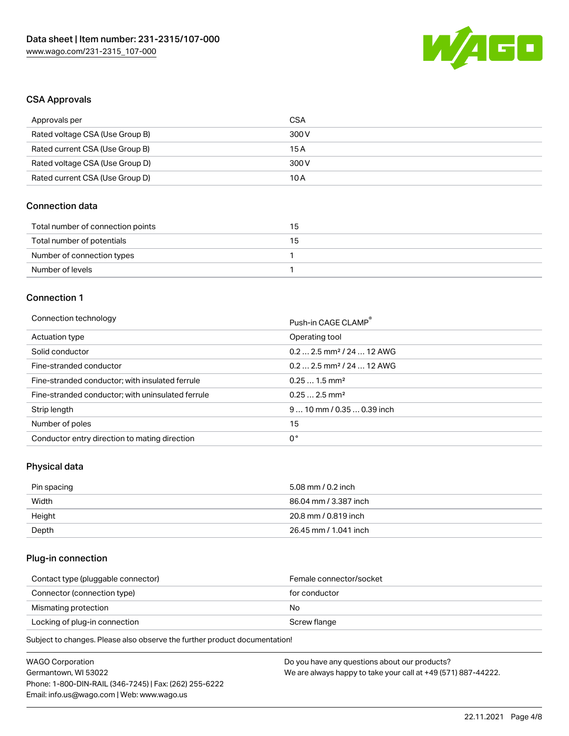## CSA Approvals

| Approvals per | CSA |
| --- | --- |
| Rated voltage CSA (Use Group B) | 300 V |
| Rated current CSA (Use Group B) | 15 A |
| Rated voltage CSA (Use Group D) | 300 V |
| Rated current CSA (Use Group D) | 10 A |

## Connection data

| Total number of connection points | 15 |
| --- | --- |
| Total number of potentials | 15 |
| Number of connection types | 1 |
| Number of levels | 1 |

## Connection 1

| Connection technology | Push-in CAGE CLAMP® |
| --- | --- |
| Actuation type | Operating tool |
| Solid conductor | 0.2 … 2.5 mm² / 24 … 12 AWG |
| Fine-stranded conductor | 0.2 … 2.5 mm² / 24 … 12 AWG |
| Fine-stranded conductor; with insulated ferrule | 0.25 … 1.5 mm² |
| Fine-stranded conductor; with uninsulated ferrule | 0.25 … 2.5 mm² |
| Strip length | 9 … 10 mm / 0.35 … 0.39 inch |
| Number of poles | 15 |
| Conductor entry direction to mating direction | 0 ° |

## Physical data

| Pin spacing | 5.08 mm / 0.2 inch |
| --- | --- |
| Width | 86.04 mm / 3.387 inch |
| Height | 20.8 mm / 0.819 inch |
| Depth | 26.45 mm / 1.041 inch |

## Plug-in connection

| Contact type (pluggable connector) | Female connector/socket |
| --- | --- |
| Connector (connection type) | for conductor |
| Mismating protection | No |
| Locking of plug-in connection | Screw flange |

Subject to changes. Please also observe the further product documentation!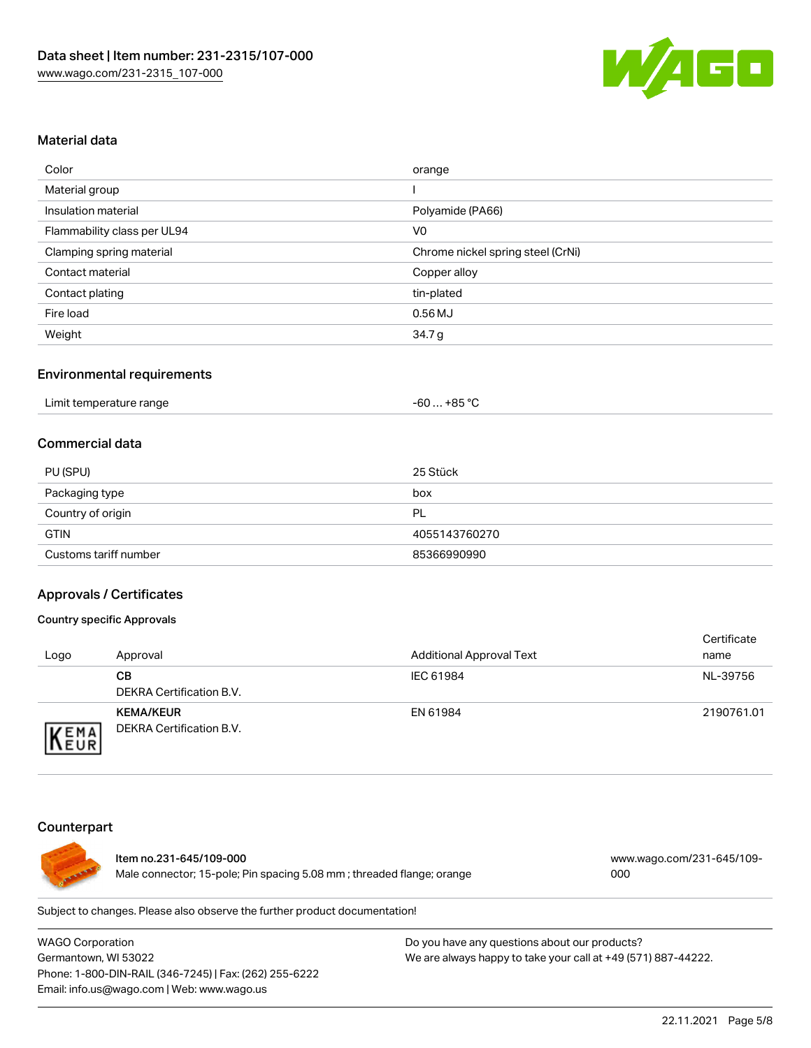## Material data

| Color | orange |
|---|---|
| Material group | I |
| Insulation material | Polyamide (PA66) |
| Flammability class per UL94 | V0 |
| Clamping spring material | Chrome nickel spring steel (CrNi) |
| Contact material | Copper alloy |
| Contact plating | tin-plated |
| Fire load | 0.56 MJ |
| Weight | 34.7 g |

## Environmental requirements

| Limit temperature range | -60 … +85 °C |
|---|---|

## Commercial data

| PU (SPU) | 25 Stück |
|---|---|
| Packaging type | box |
| Country of origin | PL |
| GTIN | 4055143760270 |
| Customs tariff number | 85366990990 |

## Approvals / Certificates

### Country specific Approvals

| Logo | Approval | Additional Approval Text | Certificate name |
|---|---|---|---|
| | **CB**<br>DEKRA Certification B.V. | IEC 61984 | NL-39756 |
| | **KEMA/KEUR**<br>DEKRA Certification B.V. | EN 61984 | 2190761.01 |

## Counterpart

**Item no.231-645/109-000**
Male connector; 15-pole; Pin spacing 5.08 mm ; threaded flange; orange
www.wago.com/231-645/109-000

Subject to changes. Please also observe the further product documentation!

WAGO Corporation
Germantown, WI 53022
Phone: 1-800-DIN-RAIL (346-7245) | Fax: (262) 255-6222
Email: info.us@wago.com | Web: www.wago.us

Do you have any questions about our products?
We are always happy to take your call at +49 (571) 887-44222.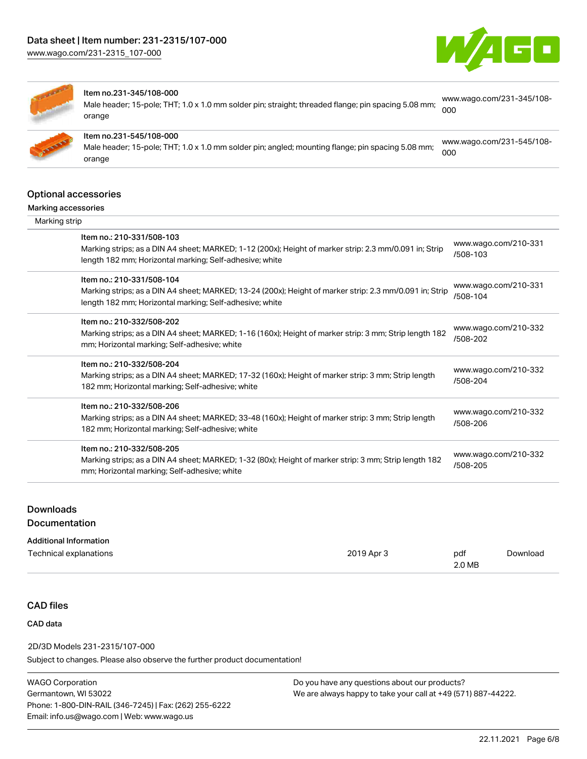| | |
|---|---|
| Item no.231-345/108-000<br>Male header; 15-pole; THT; 1.0 x 1.0 mm solder pin; straight; threaded flange; pin spacing 5.08 mm; orange | www.wago.com/231-345/108-000 |
| Item no.231-545/108-000<br>Male header; 15-pole; THT; 1.0 x 1.0 mm solder pin; angled; mounting flange; pin spacing 5.08 mm; orange | www.wago.com/231-545/108-000 |

## Optional accessories

### Marking accessories

Marking strip

| | |
|---|---|
| Item no.: 210-331/508-103<br>Marking strips; as a DIN A4 sheet; MARKED; 1-12 (200x); Height of marker strip: 2.3 mm/0.091 in; Strip length 182 mm; Horizontal marking; Self-adhesive; white | www.wago.com/210-331/508-103 |
| Item no.: 210-331/508-104<br>Marking strips; as a DIN A4 sheet; MARKED; 13-24 (200x); Height of marker strip: 2.3 mm/0.091 in; Strip length 182 mm; Horizontal marking; Self-adhesive; white | www.wago.com/210-331/508-104 |
| Item no.: 210-332/508-202<br>Marking strips; as a DIN A4 sheet; MARKED; 1-16 (160x); Height of marker strip: 3 mm; Strip length 182 mm; Horizontal marking; Self-adhesive; white | www.wago.com/210-332/508-202 |
| Item no.: 210-332/508-204<br>Marking strips; as a DIN A4 sheet; MARKED; 17-32 (160x); Height of marker strip: 3 mm; Strip length 182 mm; Horizontal marking; Self-adhesive; white | www.wago.com/210-332/508-204 |
| Item no.: 210-332/508-206<br>Marking strips; as a DIN A4 sheet; MARKED; 33-48 (160x); Height of marker strip: 3 mm; Strip length 182 mm; Horizontal marking; Self-adhesive; white | www.wago.com/210-332/508-206 |
| Item no.: 210-332/508-205<br>Marking strips; as a DIN A4 sheet; MARKED; 1-32 (80x); Height of marker strip: 3 mm; Strip length 182 mm; Horizontal marking; Self-adhesive; white | www.wago.com/210-332/508-205 |

## Downloads

## Documentation

### Additional Information

| | | | |
|---|---|---|---|
| Technical explanations | 2019 Apr 3 | pdf<br>2.0 MB | Download |

## CAD files

### CAD data

2D/3D Models 231-2315/107-000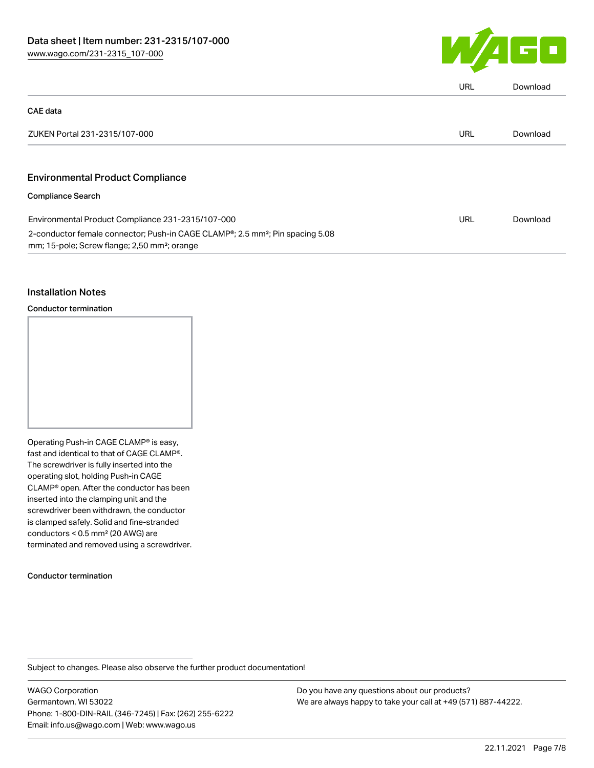| | URL | Download |
|---|---|---|

**CAE data**

| | | |
|---|---|---|
| ZUKEN Portal 231-2315/107-000 | URL | Download |

## Environmental Product Compliance

**Compliance Search**

| | | |
|---|---|---|
| Environmental Product Compliance 231-2315/107-000<br>2-conductor female connector; Push-in CAGE CLAMP®; 2.5 mm²; Pin spacing 5.08 mm; 15-pole; Screw flange; 2,50 mm²; orange | URL | Download |

## Installation Notes

**Conductor termination**

Operating Push-in CAGE CLAMP® is easy, fast and identical to that of CAGE CLAMP®. The screwdriver is fully inserted into the operating slot, holding Push-in CAGE CLAMP® open. After the conductor has been inserted into the clamping unit and the screwdriver been withdrawn, the conductor is clamped safely. Solid and fine-stranded conductors < 0.5 mm² (20 AWG) are terminated and removed using a screwdriver.

**Conductor termination**

Subject to changes. Please also observe the further product documentation!

WAGO Corporation
Germantown, WI 53022
Phone: 1-800-DIN-RAIL (346-7245) | Fax: (262) 255-6222
Email: info.us@wago.com | Web: www.wago.us

Do you have any questions about our products?
We are always happy to take your call at +49 (571) 887-44222.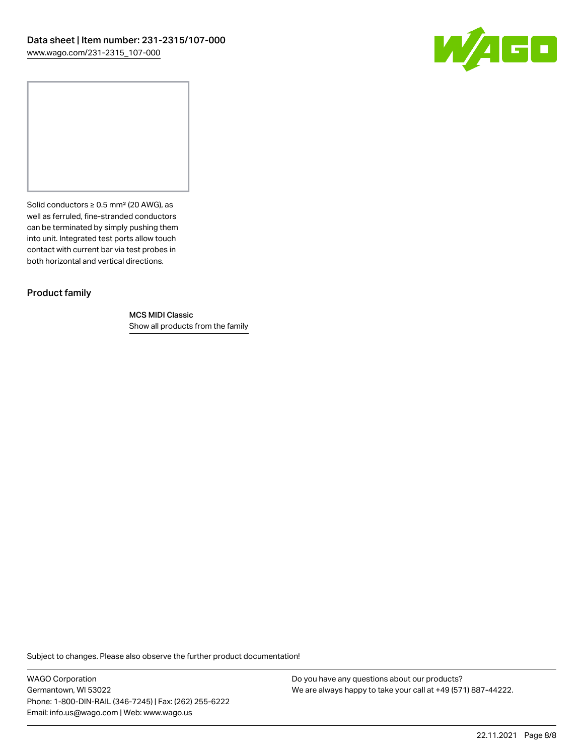Solid conductors ≥ 0.5 mm² (20 AWG), as well as ferruled, fine-stranded conductors can be terminated by simply pushing them into unit. Integrated test ports allow touch contact with current bar via test probes in both horizontal and vertical directions.

## Product family

MCS MIDI Classic
Show all products from the family

Subject to changes. Please also observe the further product documentation!

WAGO Corporation
Germantown, WI 53022
Phone: 1-800-DIN-RAIL (346-7245) | Fax: (262) 255-6222
Email: info.us@wago.com | Web: www.wago.us

Do you have any questions about our products?
We are always happy to take your call at +49 (571) 887-44222.